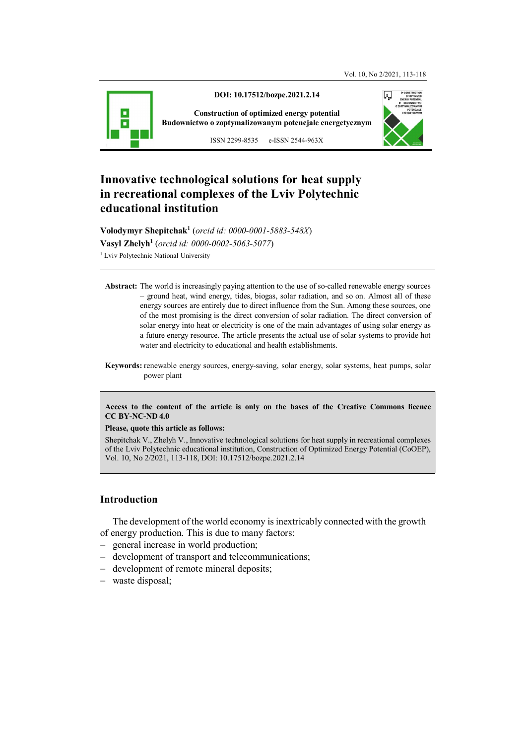DOI: 10.17512/bozpe.2021.2.14

Construction of optimized energy potential
Budownictwo o zoptymalizowanym potencjale energetycznym

ISSN 2299-8535 e-ISSN 2544-963X

# Innovative technological solutions for heat supply in recreational complexes of the Lviv Polytechnic educational institution

**Volodymyr Shepitchak**[1] (*orcid id: 0000-0001-5883-548X*)
**Vasyl Zhelyh**[1] (*orcid id: 0000-0002-5063-5077*)
[1] Lviv Polytechnic National University

**Abstract:** The world is increasingly paying attention to the use of so-called renewable energy sources – ground heat, wind energy, tides, biogas, solar radiation, and so on. Almost all of these energy sources are entirely due to direct influence from the Sun. Among these sources, one of the most promising is the direct conversion of solar radiation. The direct conversion of solar energy into heat or electricity is one of the main advantages of using solar energy as a future energy resource. The article presents the actual use of solar systems to provide hot water and electricity to educational and health establishments.

**Keywords:** renewable energy sources, energy-saving, solar energy, solar systems, heat pumps, solar power plant

**Access to the content of the article is only on the bases of the Creative Commons licence CC BY-NC-ND 4.0**

**Please, quote this article as follows:**

Shepitchak V., Zhelyh V., Innovative technological solutions for heat supply in recreational complexes of the Lviv Polytechnic educational institution, Construction of Optimized Energy Potential (CoOEP), Vol. 10, No 2/2021, 113-118, DOI: 10.17512/bozpe.2021.2.14

## Introduction

The development of the world economy is inextricably connected with the growth of energy production. This is due to many factors:

- general increase in world production;
- development of transport and telecommunications;
- development of remote mineral deposits;
- waste disposal;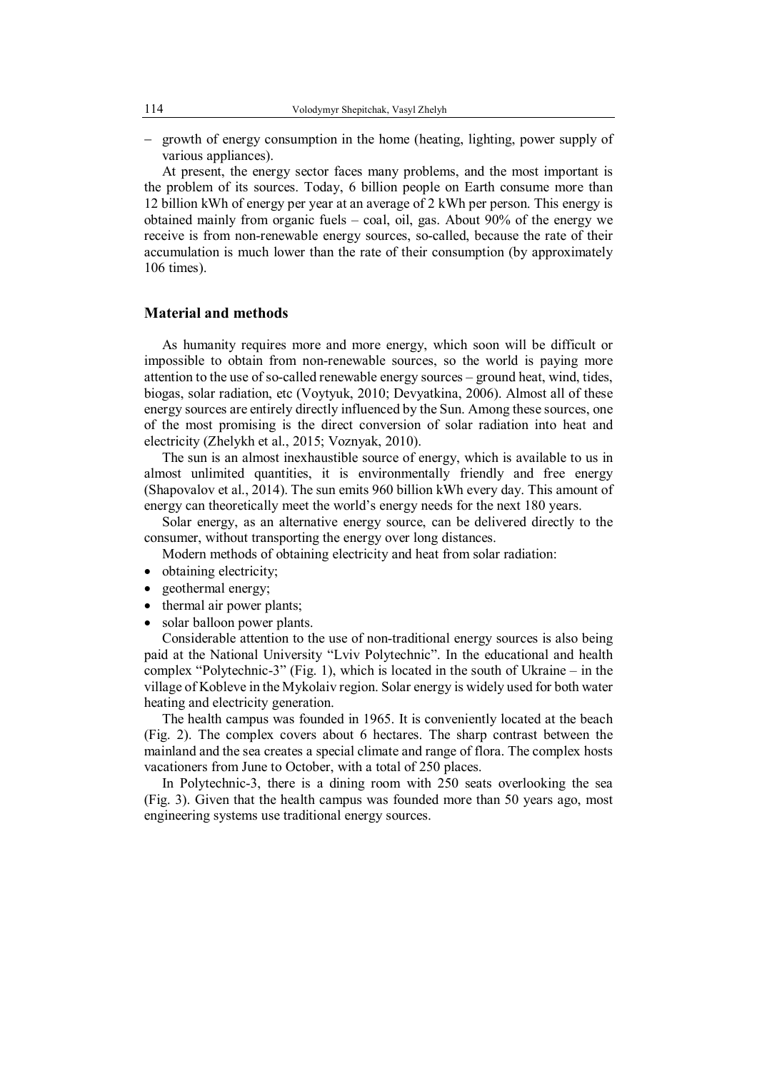– growth of energy consumption in the home (heating, lighting, power supply of various appliances).

At present, the energy sector faces many problems, and the most important is the problem of its sources. Today, 6 billion people on Earth consume more than 12 billion kWh of energy per year at an average of 2 kWh per person. This energy is obtained mainly from organic fuels – coal, oil, gas. About 90% of the energy we receive is from non-renewable energy sources, so-called, because the rate of their accumulation is much lower than the rate of their consumption (by approximately 106 times).

## Material and methods

As humanity requires more and more energy, which soon will be difficult or impossible to obtain from non-renewable sources, so the world is paying more attention to the use of so-called renewable energy sources – ground heat, wind, tides, biogas, solar radiation, etc (Voytyuk, 2010; Devyatkina, 2006). Almost all of these energy sources are entirely directly influenced by the Sun. Among these sources, one of the most promising is the direct conversion of solar radiation into heat and electricity (Zhelykh et al., 2015; Voznyak, 2010).

The sun is an almost inexhaustible source of energy, which is available to us in almost unlimited quantities, it is environmentally friendly and free energy (Shapovalov et al., 2014). The sun emits 960 billion kWh every day. This amount of energy can theoretically meet the world's energy needs for the next 180 years.

Solar energy, as an alternative energy source, can be delivered directly to the consumer, without transporting the energy over long distances.

Modern methods of obtaining electricity and heat from solar radiation:

- obtaining electricity;
- geothermal energy;
- thermal air power plants;
- solar balloon power plants.

Considerable attention to the use of non-traditional energy sources is also being paid at the National University "Lviv Polytechnic". In the educational and health complex "Polytechnic-3" (Fig. 1), which is located in the south of Ukraine – in the village of Kobleve in the Mykolaiv region. Solar energy is widely used for both water heating and electricity generation.

The health campus was founded in 1965. It is conveniently located at the beach (Fig. 2). The complex covers about 6 hectares. The sharp contrast between the mainland and the sea creates a special climate and range of flora. The complex hosts vacationers from June to October, with a total of 250 places.

In Polytechnic-3, there is a dining room with 250 seats overlooking the sea (Fig. 3). Given that the health campus was founded more than 50 years ago, most engineering systems use traditional energy sources.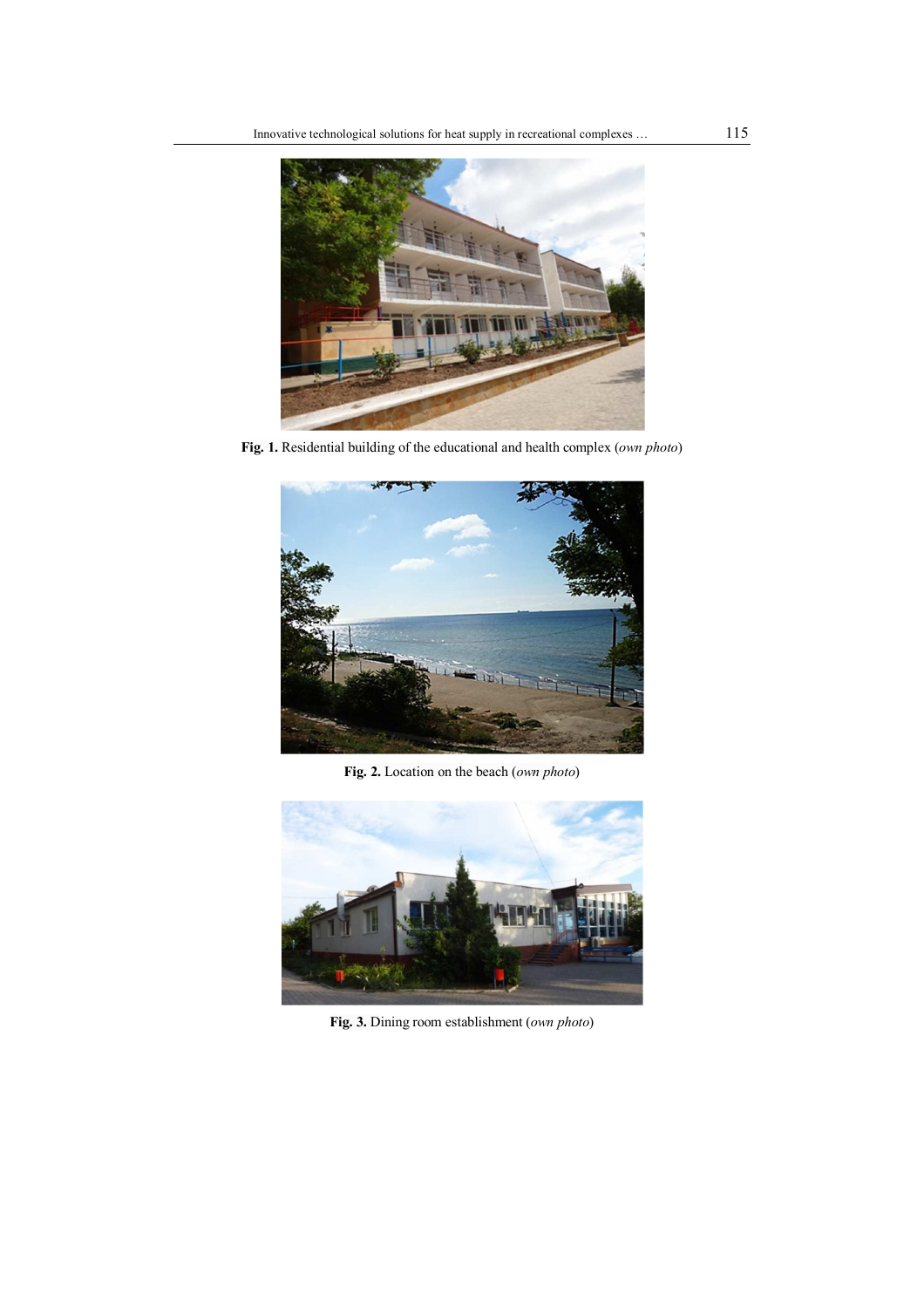**Fig. 1.** Residential building of the educational and health complex (*own photo*)

**Fig. 2.** Location on the beach (*own photo*)

**Fig. 3.** Dining room establishment (*own photo*)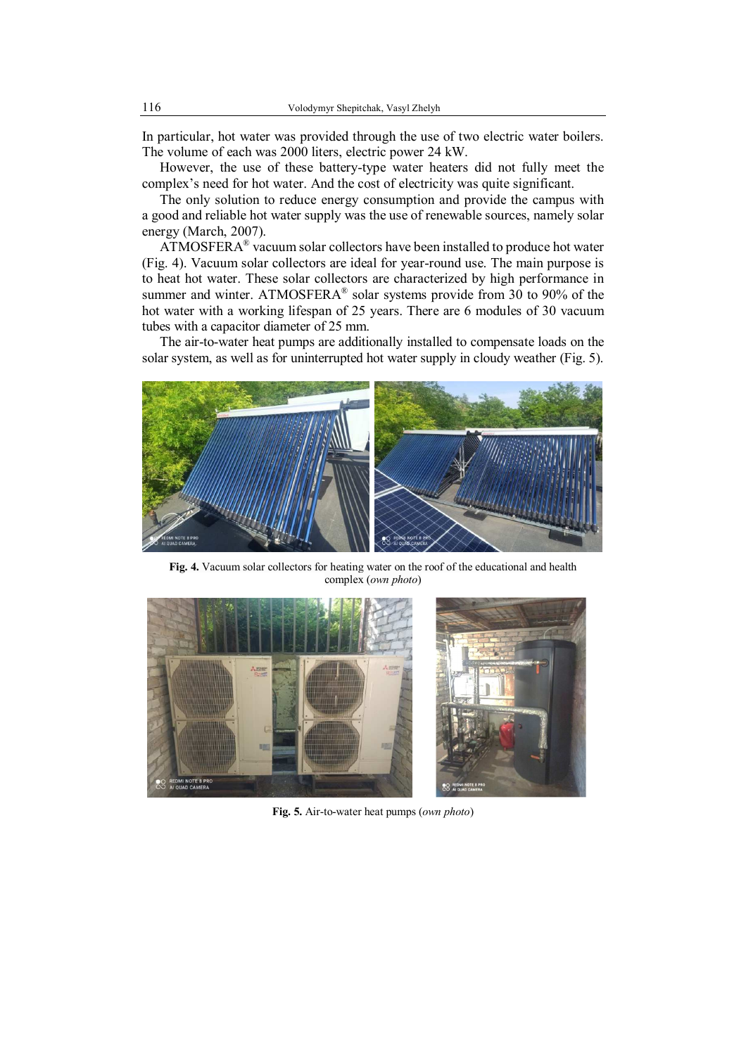In particular, hot water was provided through the use of two electric water boilers. The volume of each was 2000 liters, electric power 24 kW.

However, the use of these battery-type water heaters did not fully meet the complex's need for hot water. And the cost of electricity was quite significant.

The only solution to reduce energy consumption and provide the campus with a good and reliable hot water supply was the use of renewable sources, namely solar energy (March, 2007).

ATMOSFERA® vacuum solar collectors have been installed to produce hot water (Fig. 4). Vacuum solar collectors are ideal for year-round use. The main purpose is to heat hot water. These solar collectors are characterized by high performance in summer and winter. ATMOSFERA® solar systems provide from 30 to 90% of the hot water with a working lifespan of 25 years. There are 6 modules of 30 vacuum tubes with a capacitor diameter of 25 mm.

The air-to-water heat pumps are additionally installed to compensate loads on the solar system, as well as for uninterrupted hot water supply in cloudy weather (Fig. 5).

**Fig. 4.** Vacuum solar collectors for heating water on the roof of the educational and health complex (*own photo*)

**Fig. 5.** Air-to-water heat pumps (*own photo*)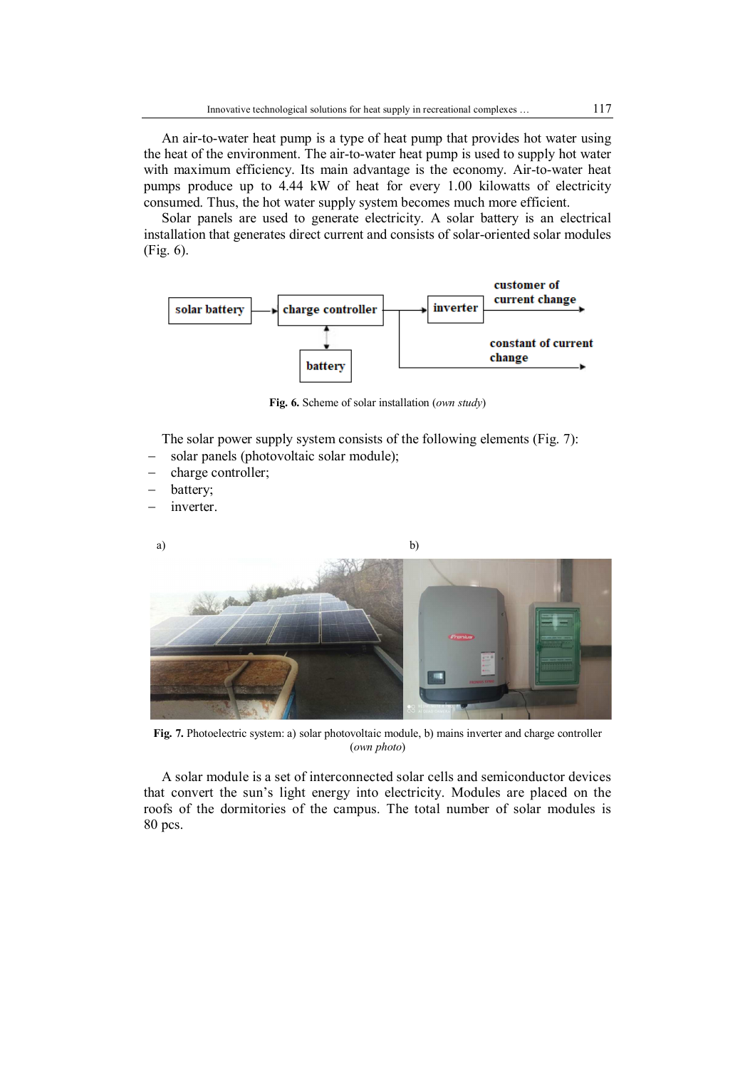An air-to-water heat pump is a type of heat pump that provides hot water using the heat of the environment. The air-to-water heat pump is used to supply hot water with maximum efficiency. Its main advantage is the economy. Air-to-water heat pumps produce up to 4.44 kW of heat for every 1.00 kilowatts of electricity consumed. Thus, the hot water supply system becomes much more efficient.

Solar panels are used to generate electricity. A solar battery is an electrical installation that generates direct current and consists of solar-oriented solar modules (Fig. 6).

**Fig. 6.** Scheme of solar installation (*own study*)

The solar power supply system consists of the following elements (Fig. 7):

- solar panels (photovoltaic solar module);
- charge controller;
- battery;
- inverter.

**Fig. 7.** Photoelectric system: a) solar photovoltaic module, b) mains inverter and charge controller (*own photo*)

A solar module is a set of interconnected solar cells and semiconductor devices that convert the sun's light energy into electricity. Modules are placed on the roofs of the dormitories of the campus. The total number of solar modules is 80 pcs.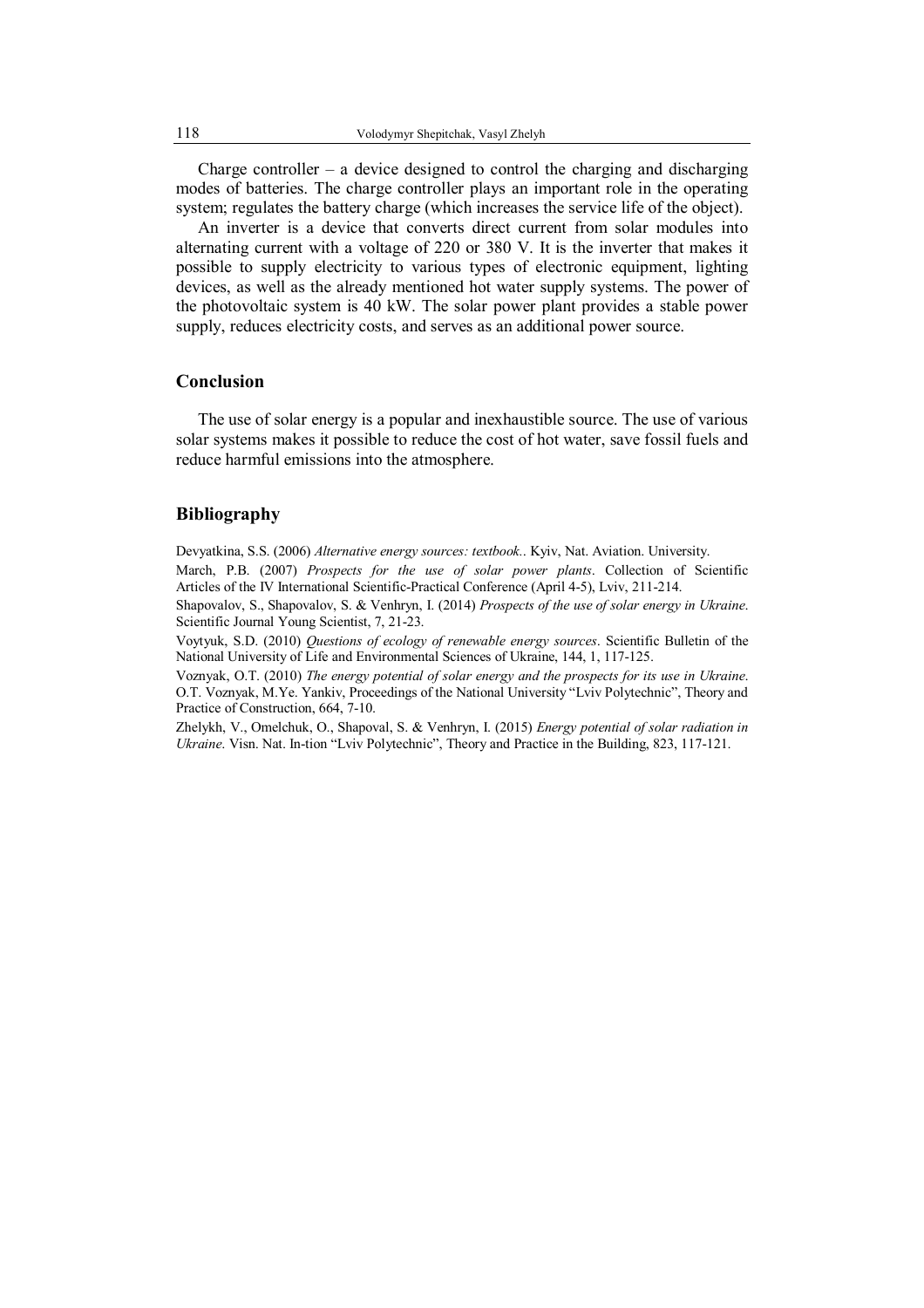Charge controller – a device designed to control the charging and discharging modes of batteries. The charge controller plays an important role in the operating system; regulates the battery charge (which increases the service life of the object).

An inverter is a device that converts direct current from solar modules into alternating current with a voltage of 220 or 380 V. It is the inverter that makes it possible to supply electricity to various types of electronic equipment, lighting devices, as well as the already mentioned hot water supply systems. The power of the photovoltaic system is 40 kW. The solar power plant provides a stable power supply, reduces electricity costs, and serves as an additional power source.

## Conclusion

The use of solar energy is a popular and inexhaustible source. The use of various solar systems makes it possible to reduce the cost of hot water, save fossil fuels and reduce harmful emissions into the atmosphere.

## Bibliography

Devyatkina, S.S. (2006) *Alternative energy sources: textbook.*. Kyiv, Nat. Aviation. University.

March, P.B. (2007) *Prospects for the use of solar power plants*. Collection of Scientific Articles of the IV International Scientific-Practical Conference (April 4-5), Lviv, 211-214.

Shapovalov, S., Shapovalov, S. & Venhryn, I. (2014) *Prospects of the use of solar energy in Ukraine*. Scientific Journal Young Scientist, 7, 21-23.

Voytyuk, S.D. (2010) *Questions of ecology of renewable energy sources*. Scientific Bulletin of the National University of Life and Environmental Sciences of Ukraine, 144, 1, 117-125.

Voznyak, O.T. (2010) *The energy potential of solar energy and the prospects for its use in Ukraine*. O.T. Voznyak, M.Ye. Yankiv, Proceedings of the National University "Lviv Polytechnic", Theory and Practice of Construction, 664, 7-10.

Zhelykh, V., Omelchuk, O., Shapoval, S. & Venhryn, I. (2015) *Energy potential of solar radiation in Ukraine*. Visn. Nat. In-tion "Lviv Polytechnic", Theory and Practice in the Building, 823, 117-121.